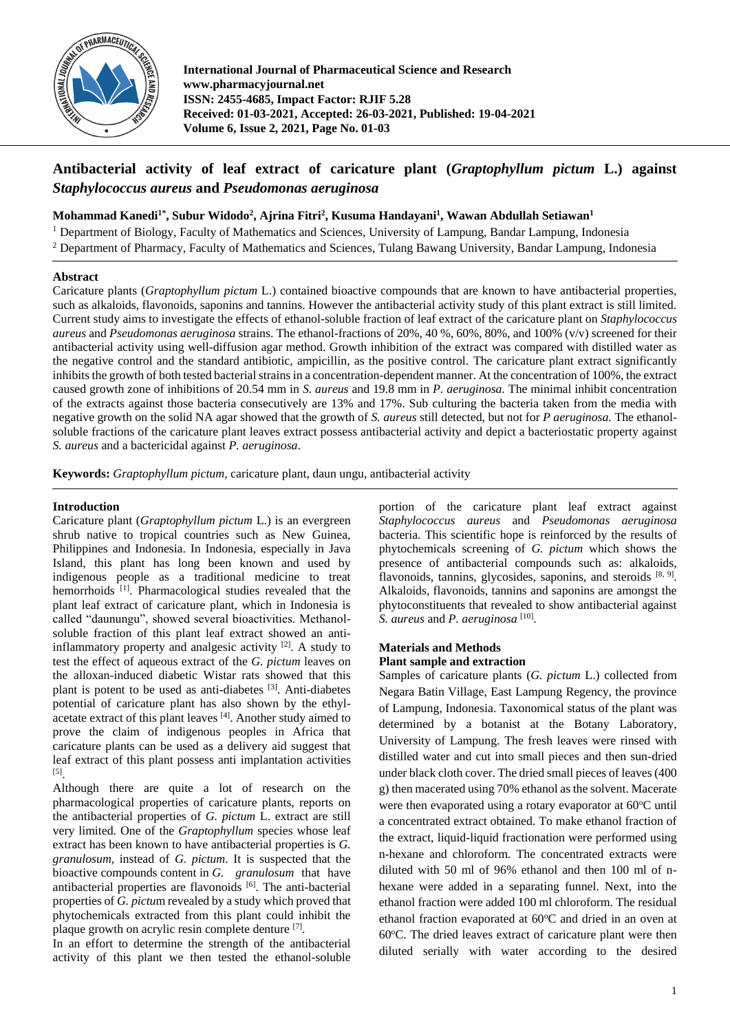# Antibacterial activity of leaf extract of caricature plant (*Graptophyllum pictum* L.) against *Staphylococus aureus* and *Pseudomonas aeruginosa*

**Mohammad Kanedi[1*], Subur Widodo[2], Ajrina Fitri[2], Kusuma Handayani[1], Wawan Abdullah Setiawan[1]**

[1] Department of Biology, Faculty of Mathematics and Sciences, University of Lampung, Bandar Lampung, Indonesia
[2] Department of Pharmacy, Faculty of Mathematics and Sciences, Tulang Bawang University, Bandar Lampung, Indonesia

## Abstract

Caricature plants (*Graptophyllum pictum* L.) contained bioactive compounds that are known to have antibacterial properties, such as alkaloids, flavonoids, saponins and tannins. However the antibacterial activity study of this plant extract is still limited. Current study aims to investigate the effects of ethanol-soluble fraction of leaf extract of the caricature plant on *Staphylococcus aureus* and *Pseudomonas aeruginosa* strains. The ethanol-fractions of 20%, 40 %, 60%, 80%, and 100% (v/v) screened for their antibacterial activity using well-diffusion agar method. Growth inhibition of the extract was compared with distilled water as the negative control and the standard antibiotic, ampicillin, as the positive control. The caricature plant extract significantly inhibits the growth of both tested bacterial strains in a concentration-dependent manner. At the concentration of 100%, the extract caused growth zone of inhibitions of 20.54 mm in *S. aureus* and 19.8 mm in *P. aeruginosa.* The minimal inhibit concentration of the extracts against those bacteria consecutively are 13% and 17%. Sub culturing the bacteria taken from the media with negative growth on the solid NA agar showed that the growth of *S. aureus* still detected, but not for *P aeruginosa.* The ethanol-soluble fractions of the caricature plant leaves extract possess antibacterial activity and depict a bacteriostatic property against *S. aureus* and a bactericidal against *P. aeruginosa*.

**Keywords:** *Graptophyllum pictum*, caricature plant, daun ungu, antibacterial activity

## Introduction

Caricature plant (*Graptophyllum pictum* L.) is an evergreen shrub native to tropical countries such as New Guinea, Philippines and Indonesia. In Indonesia, especially in Java Island, this plant has long been known and used by indigenous people as a traditional medicine to treat hemorrhoids [1]. Pharmacological studies revealed that the plant leaf extract of caricature plant, which in Indonesia is called "daunungu", showed several bioactivities. Methanol-soluble fraction of this plant leaf extract showed an anti-inflammatory property and analgesic activity [2]. A study to test the effect of aqueous extract of the *G. pictum* leaves on the alloxan-induced diabetic Wistar rats showed that this plant is potent to be used as anti-diabetes [3]. Anti-diabetes potential of caricature plant has also shown by the ethyl-acetate extract of this plant leaves [4]. Another study aimed to prove the claim of indigenous peoples in Africa that caricature plants can be used as a delivery aid suggest that leaf extract of this plant possess anti implantation activities [5].

Although there are quite a lot of research on the pharmacological properties of caricature plants, reports on the antibacterial properties of *G. pictum* L. extract are still very limited. One of the *Graptophyllum* species whose leaf extract has been known to have antibacterial properties is *G. granulosum*, instead of *G. pictum*. It is suspected that the bioactive compounds content in *G. granulosum* that have antibacterial properties are flavonoids [6]. The anti-bacterial properties of *G. pictum* revealed by a study which proved that phytochemicals extracted from this plant could inhibit the plaque growth on acrylic resin complete denture [7].

In an effort to determine the strength of the antibacterial activity of this plant we then tested the ethanol-soluble portion of the caricature plant leaf extract against *Staphylococcus aureus* and *Pseudomonas aeruginosa* bacteria. This scientific hope is reinforced by the results of phytochemicals screening of *G. pictum* which shows the presence of antibacterial compounds such as: alkaloids, flavonoids, tannins, glycosides, saponins, and steroids [8, 9]. Alkaloids, flavonoids, tannins and saponins are amongst the phytoconstituents that revealed to show antibacterial against *S. aureus* and *P. aeruginosa* [10].

## Materials and Methods

### Plant sample and extraction

Samples of caricature plants (*G. pictum* L.) collected from Negara Batin Village, East Lampung Regency, the province of Lampung, Indonesia. Taxonomical status of the plant was determined by a botanist at the Botany Laboratory, University of Lampung. The fresh leaves were rinsed with distilled water and cut into small pieces and then sun-dried under black cloth cover. The dried small pieces of leaves (400 g) then macerated using 70% ethanol as the solvent. Macerate were then evaporated using a rotary evaporator at 60°C until a concentrated extract obtained. To make ethanol fraction of the extract, liquid-liquid fractionation were performed using n-hexane and chloroform. The concentrated extracts were diluted with 50 ml of 96% ethanol and then 100 ml of n-hexane were added in a separating funnel. Next, into the ethanol fraction were added 100 ml chloroform. The residual ethanol fraction evaporated at 60°C and dried in an oven at 60°C. The dried leaves extract of caricature plant were then diluted serially with water according to the desired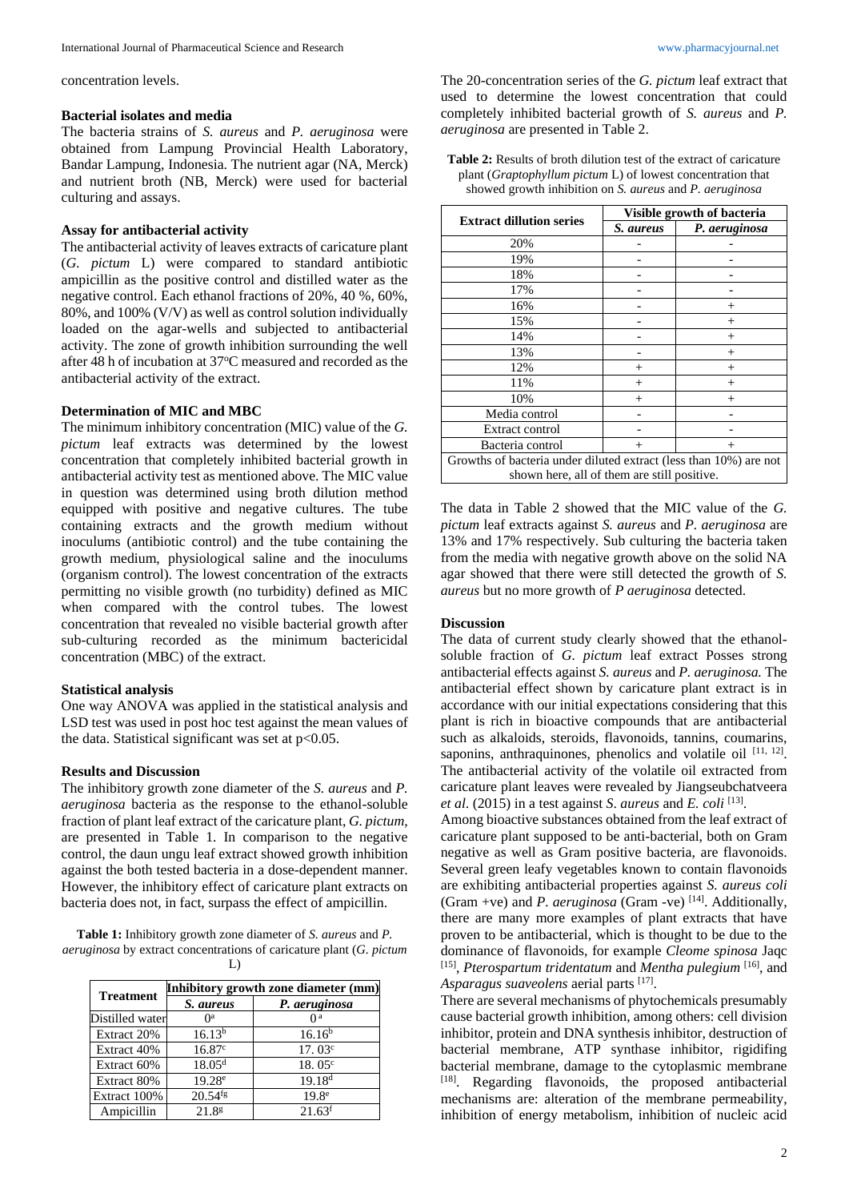concentration levels.

### Bacterial isolates and media

The bacteria strains of *S. aureus* and *P. aeruginosa* were obtained from Lampung Provincial Health Laboratory, Bandar Lampung, Indonesia. The nutrient agar (NA, Merck) and nutrient broth (NB, Merck) were used for bacterial culturing and assays.

### Assay for antibacterial activity

The antibacterial activity of leaves extracts of caricature plant (*G. pictum* L) were compared to standard antibiotic ampicillin as the positive control and distilled water as the negative control. Each ethanol fractions of 20%, 40 %, 60%, 80%, and 100% (V/V) as well as control solution individually loaded on the agar-wells and subjected to antibacterial activity. The zone of growth inhibition surrounding the well after 48 h of incubation at 37°C measured and recorded as the antibacterial activity of the extract.

### Determination of MIC and MBC

The minimum inhibitory concentration (MIC) value of the *G. pictum* leaf extracts was determined by the lowest concentration that completely inhibited bacterial growth in antibacterial activity test as mentioned above. The MIC value in question was determined using broth dilution method equipped with positive and negative cultures. The tube containing extracts and the growth medium without inoculums (antibiotic control) and the tube containing the growth medium, physiological saline and the inoculums (organism control). The lowest concentration of the extracts permitting no visible growth (no turbidity) defined as MIC when compared with the control tubes. The lowest concentration that revealed no visible bacterial growth after sub-culturing recorded as the minimum bactericidal concentration (MBC) of the extract.

### Statistical analysis

One way ANOVA was applied in the statistical analysis and LSD test was used in post hoc test against the mean values of the data. Statistical significant was set at $p<0.05$.

## Results and Discussion

The inhibitory growth zone diameter of the *S. aureus* and *P. aeruginosa* bacteria as the response to the ethanol-soluble fraction of plant leaf extract of the caricature plant, *G. pictum,* are presented in Table 1. In comparison to the negative control, the daun ungu leaf extract showed growth inhibition against the both tested bacteria in a dose-dependent manner. However, the inhibitory effect of caricature plant extracts on bacteria does not, in fact, surpass the effect of ampicillin.

**Table 1:** Inhibitory growth zone diameter of *S. aureus* and *P. aeruginosa* by extract concentrations of caricature plant (*G. pictum* L)

| Treatment | Inhibitory growth zone diameter (mm) | |
|---|---|---|
| | *S. aureus* | *P. aeruginosa* |
| Distilled water | $0^a$ | $0^a$ |
| Extract 20% | $16.13^b$ | $16.16^b$ |
| Extract 40% | $16.87^c$ | $17.03^c$ |
| Extract 60% | $18.05^d$ | $18.05^c$ |
| Extract 80% | $19.28^e$ | $19.18^d$ |
| Extract 100% | $20.54^{fg}$ | $19.8^e$ |
| Ampicillin | $21.8^g$ | $21.63^f$ |

The 20-concentration series of the *G. pictum* leaf extract that used to determine the lowest concentration that could completely inhibited bacterial growth of *S. aureus* and *P. aeruginosa* are presented in Table 2.

**Table 2:** Results of broth dilution test of the extract of caricature plant (*Graptophyllum pictum* L) of lowest concentration that showed growth inhibition on *S. aureus* and *P. aeruginosa*

| Extract dillution series | Visible growth of bacteria | |
|---|---|---|
| | *S. aureus* | *P. aeruginosa* |
| 20% | - | - |
| 19% | - | - |
| 18% | - | - |
| 17% | - | - |
| 16% | - | + |
| 15% | - | + |
| 14% | - | + |
| 13% | - | + |
| 12% | + | + |
| 11% | + | + |
| 10% | + | + |
| Media control | - | - |
| Extract control | - | - |
| Bacteria control | + | + |
| Growths of bacteria under diluted extract (less than 10%) are not shown here, all of them are still positive. | | |

The data in Table 2 showed that the MIC value of the *G. pictum* leaf extracts against *S. aureus* and *P. aeruginosa* are 13% and 17% respectively. Sub culturing the bacteria taken from the media with negative growth above on the solid NA agar showed that there were still detected the growth of *S. aureus* but no more growth of *P aeruginosa* detected.

## Discussion

The data of current study clearly showed that the ethanol-soluble fraction of *G. pictum* leaf extract Posses strong antibacterial effects against *S. aureus* and *P. aeruginosa.* The antibacterial effect shown by caricature plant extract is in accordance with our initial expectations considering that this plant is rich in bioactive compounds that are antibacterial such as alkaloids, steroids, flavonoids, tannins, coumarins, saponins, anthraquinones, phenolics and volatile oil [11, 12]. The antibacterial activity of the volatile oil extracted from caricature plant leaves were revealed by Jiangseubchatveera *et al*. (2015) in a test against *S. aureus* and *E. coli* [13].

Among bioactive substances obtained from the leaf extract of caricature plant supposed to be anti-bacterial, both on Gram negative as well as Gram positive bacteria, are flavonoids. Several green leafy vegetables known to contain flavonoids are exhibiting antibacterial properties against *S. aureus coli* (Gram +ve) and *P. aeruginosa* (Gram -ve) [14]. Additionally, there are many more examples of plant extracts that have proven to be antibacterial, which is thought to be due to the dominance of flavonoids, for example *Cleome spinosa* Jaqc [15], *Pterospartum tridentatum* and *Mentha pulegium* [16], and *Asparagus suaveolens* aerial parts [17].

There are several mechanisms of phytochemicals presumably cause bacterial growth inhibition, among others: cell division inhibitor, protein and DNA synthesis inhibitor, destruction of bacterial membrane, ATP synthase inhibitor, rigidifing bacterial membrane, damage to the cytoplasmic membrane [18]. Regarding flavonoids, the proposed antibacterial mechanisms are: alteration of the membrane permeability, inhibition of energy metabolism, inhibition of nucleic acid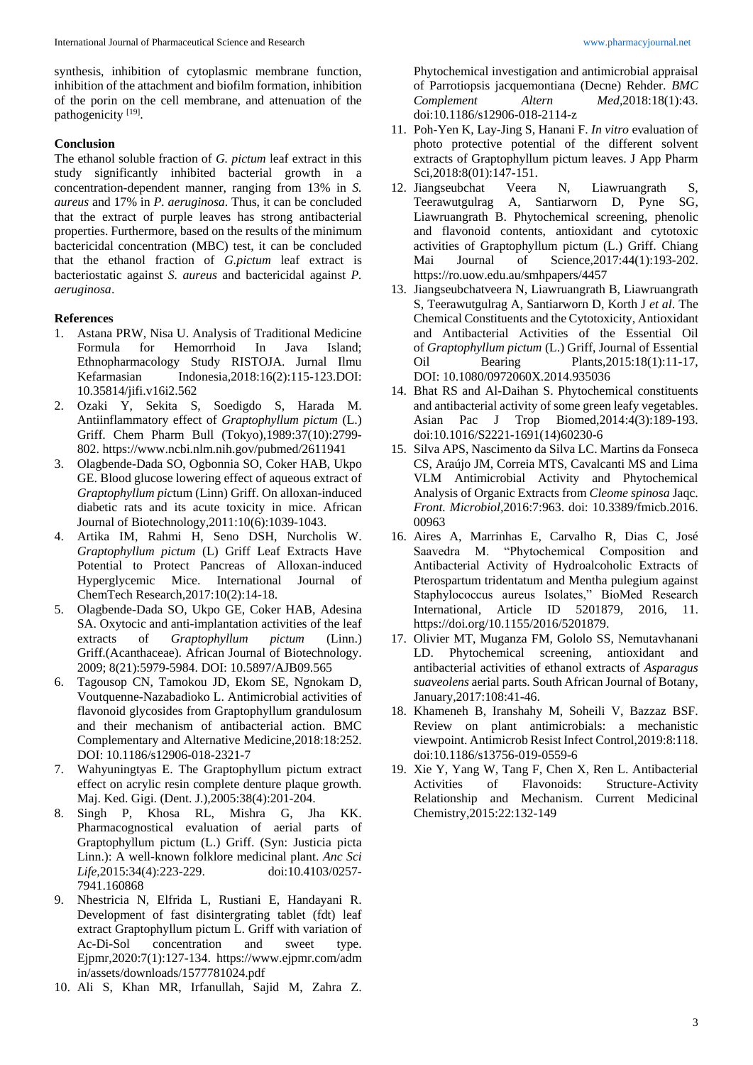synthesis, inhibition of cytoplasmic membrane function, inhibition of the attachment and biofilm formation, inhibition of the porin on the cell membrane, and attenuation of the pathogenicity [19].

## Conclusion

The ethanol soluble fraction of *G. pictum* leaf extract in this study significantly inhibited bacterial growth in a concentration-dependent manner, ranging from 13% in *S. aureus* and 17% in *P. aeruginosa*. Thus, it can be concluded that the extract of purple leaves has strong antibacterial properties. Furthermore, based on the results of the minimum bactericidal concentration (MBC) test, it can be concluded that the ethanol fraction of *G.pictum* leaf extract is bacteriostatic against *S. aureus* and bactericidal against *P. aeruginosa*.

## References

1. Astana PRW, Nisa U. Analysis of Traditional Medicine Formula for Hemorrhoid In Java Island; Ethnopharmacology Study RISTOJA. Jurnal Ilmu Kefarmasian Indonesia,2018:16(2):115-123.DOI: 10.35814/jifi.v16i2.562
2. Ozaki Y, Sekita S, Soedigdo S, Harada M. Antiinflammatory effect of *Graptophyllum pictum* (L.) Griff. Chem Pharm Bull (Tokyo),1989:37(10):2799-802. https://www.ncbi.nlm.nih.gov/pubmed/2611941
3. Olagbende-Dada SO, Ogbonnia SO, Coker HAB, Ukpo GE. Blood glucose lowering effect of aqueous extract of *Graptophyllum pic*tum (Linn) Griff. On alloxan-induced diabetic rats and its acute toxicity in mice. African Journal of Biotechnology,2011:10(6):1039-1043.
4. Artika IM, Rahmi H, Seno DSH, Nurcholis W. *Graptophyllum pictum* (L) Griff Leaf Extracts Have Potential to Protect Pancreas of Alloxan-induced Hyperglycemic Mice. International Journal of ChemTech Research,2017:10(2):14-18.
5. Olagbende-Dada SO, Ukpo GE, Coker HAB, Adesina SA. Oxytocic and anti-implantation activities of the leaf extracts of *Graptophyllum pictum* (Linn.) Griff.(Acanthaceae). African Journal of Biotechnology. 2009; 8(21):5979-5984. DOI: 10.5897/AJB09.565
6. Tagousop CN, Tamokou JD, Ekom SE, Ngnokam D, Voutquenne-Nazabadioko L. Antimicrobial activities of flavonoid glycosides from Graptophyllum grandulosum and their mechanism of antibacterial action. BMC Complementary and Alternative Medicine,2018:18:252. DOI: 10.1186/s12906-018-2321-7
7. Wahyuningtyas E. The Graptophyllum pictum extract effect on acrylic resin complete denture plaque growth. Maj. Ked. Gigi. (Dent. J.),2005:38(4):201-204.
8. Singh P, Khosa RL, Mishra G, Jha KK. Pharmacognostical evaluation of aerial parts of Graptophyllum pictum (L.) Griff. (Syn: Justicia picta Linn.): A well-known folklore medicinal plant. *Anc Sci Life*,2015:34(4):223-229. doi:10.4103/0257-7941.160868
9. Nhestricia N, Elfrida L, Rustiani E, Handayani R. Development of fast disintergrating tablet (fdt) leaf extract Graptophyllum pictum L. Griff with variation of Ac-Di-Sol concentration and sweet type. Ejpmr,2020:7(1):127-134. https://www.ejpmr.com/admin/assets/downloads/1577781024.pdf
10. Ali S, Khan MR, Irfanullah, Sajid M, Zahra Z. Phytochemical investigation and antimicrobial appraisal of Parrotiopsis jacquemontiana (Decne) Rehder. *BMC Complement Altern Med*,2018:18(1):43. doi:10.1186/s12906-018-2114-z
11. Poh-Yen K, Lay-Jing S, Hanani F. *In vitro* evaluation of photo protective potential of the different solvent extracts of Graptophyllum pictum leaves. J App Pharm Sci,2018:8(01):147-151.
12. Jiangseubchat Veera N, Liawruangrath S, Teerawutgulrag A, Santiarworn D, Pyne SG, Liawruangrath B. Phytochemical screening, phenolic and flavonoid contents, antioxidant and cytotoxic activities of Graptophyllum pictum (L.) Griff. Chiang Mai Journal of Science,2017:44(1):193-202. https://ro.uow.edu.au/smhpapers/4457
13. Jiangseubchatveera N, Liawruangrath B, Liawruangrath S, Teerawutgulrag A, Santiarworn D, Korth J *et al*. The Chemical Constituents and the Cytotoxicity, Antioxidant and Antibacterial Activities of the Essential Oil of *Graptophyllum pictum* (L.) Griff, Journal of Essential Oil Bearing Plants,2015:18(1):11-17, DOI: 10.1080/0972060X.2014.935036
14. Bhat RS and Al-Daihan S. Phytochemical constituents and antibacterial activity of some green leafy vegetables. Asian Pac J Trop Biomed,2014:4(3):189-193. doi:10.1016/S2221-1691(14)60230-6
15. Silva APS, Nascimento da Silva LC. Martins da Fonseca CS, Araújo JM, Correia MTS, Cavalcanti MS and Lima VLM Antimicrobial Activity and Phytochemical Analysis of Organic Extracts from *Cleome spinosa* Jaqc. *Front. Microbiol*,2016:7:963. doi: 10.3389/fmicb.2016.00963
16. Aires A, Marrinhas E, Carvalho R, Dias C, José Saavedra M. "Phytochemical Composition and Antibacterial Activity of Hydroalcoholic Extracts of Pterospartum tridentatum and Mentha pulegium against Staphylococcus aureus Isolates," BioMed Research International, Article ID 5201879, 2016, 11. https://doi.org/10.1155/2016/5201879.
17. Olivier MT, Muganza FM, Gololo SS, Nemutavhanani LD. Phytochemical screening, antioxidant and antibacterial activities of ethanol extracts of *Asparagus suaveolens* aerial parts. South African Journal of Botany, January,2017:108:41-46.
18. Khameneh B, Iranshahy M, Soheili V, Bazzaz BSF. Review on plant antimicrobials: a mechanistic viewpoint. Antimicrob Resist Infect Control,2019:8:118. doi:10.1186/s13756-019-0559-6
19. Xie Y, Yang W, Tang F, Chen X, Ren L. Antibacterial Activities of Flavonoids: Structure-Activity Relationship and Mechanism. Current Medicinal Chemistry,2015:22:132-149